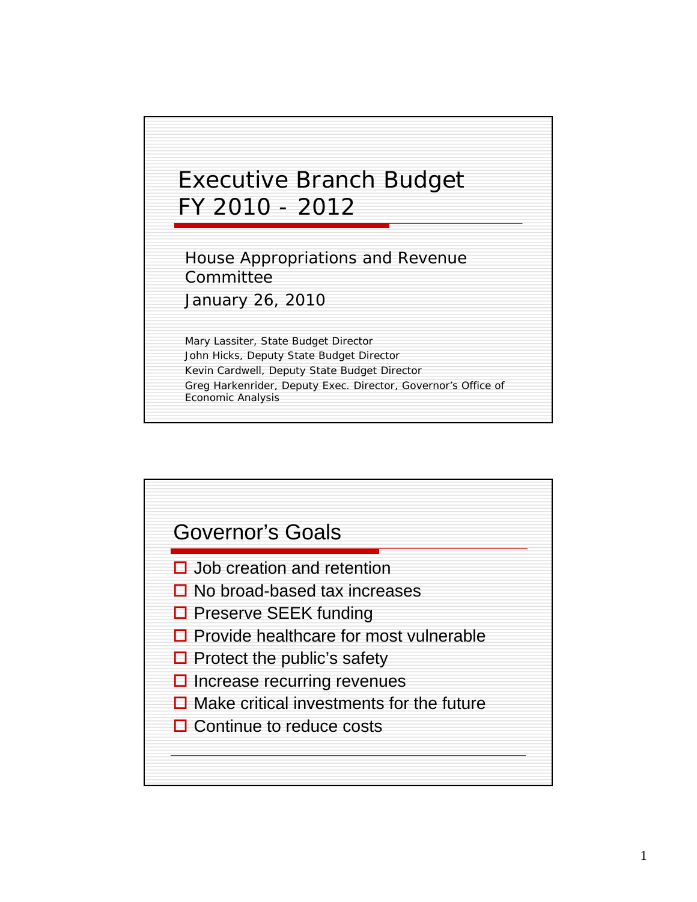# Executive Branch Budget
# FY 2010 - 2012

House Appropriations and Revenue Committee

January 26, 2010

Mary Lassiter, State Budget Director
John Hicks, Deputy State Budget Director
Kevin Cardwell, Deputy State Budget Director
Greg Harkenrider, Deputy Exec. Director, Governor's Office of Economic Analysis

## Governor's Goals

- Job creation and retention
- No broad-based tax increases
- Preserve SEEK funding
- Provide healthcare for most vulnerable
- Protect the public's safety
- Increase recurring revenues
- Make critical investments for the future
- Continue to reduce costs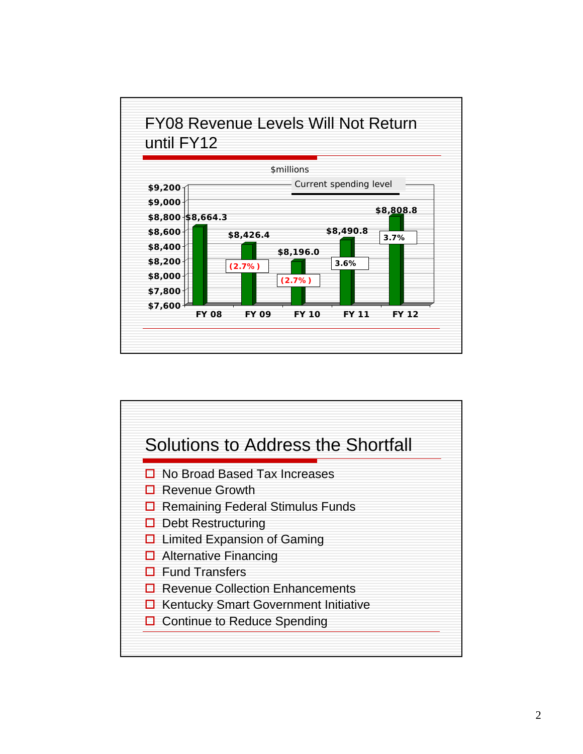## FY08 Revenue Levels Will Not Return until FY12

$millions

Current spending level

| | FY 08 | FY 09 | FY 10 | FY 11 | FY 12 |
|---|---|---|---|---|---|
| Revenue | $8,664.3 | $8,426.4 | $8,196.0 | $8,490.8 | $8,808.8 |
| Change | | (2.7%) | (2.7%) | 3.6% | 3.7% |

## Solutions to Address the Shortfall

- No Broad Based Tax Increases
- Revenue Growth
- Remaining Federal Stimulus Funds
- Debt Restructuring
- Limited Expansion of Gaming
- Alternative Financing
- Fund Transfers
- Revenue Collection Enhancements
- Kentucky Smart Government Initiative
- Continue to Reduce Spending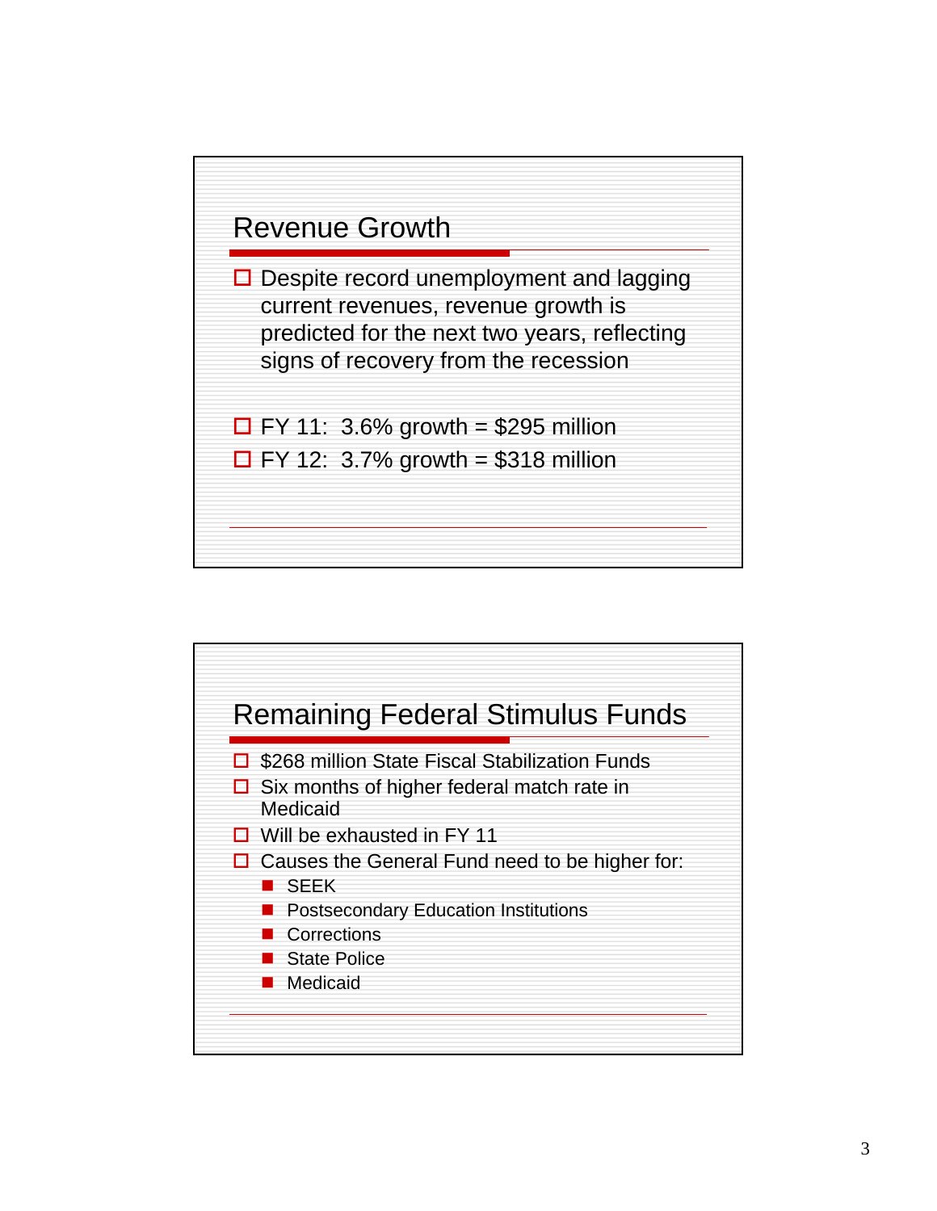## Revenue Growth

- Despite record unemployment and lagging current revenues, revenue growth is predicted for the next two years, reflecting signs of recovery from the recession

- FY 11: 3.6% growth = $295 million
- FY 12: 3.7% growth = $318 million

## Remaining Federal Stimulus Funds

- $268 million State Fiscal Stabilization Funds
- Six months of higher federal match rate in Medicaid
- Will be exhausted in FY 11
- Causes the General Fund need to be higher for:
  - SEEK
  - Postsecondary Education Institutions
  - Corrections
  - State Police
  - Medicaid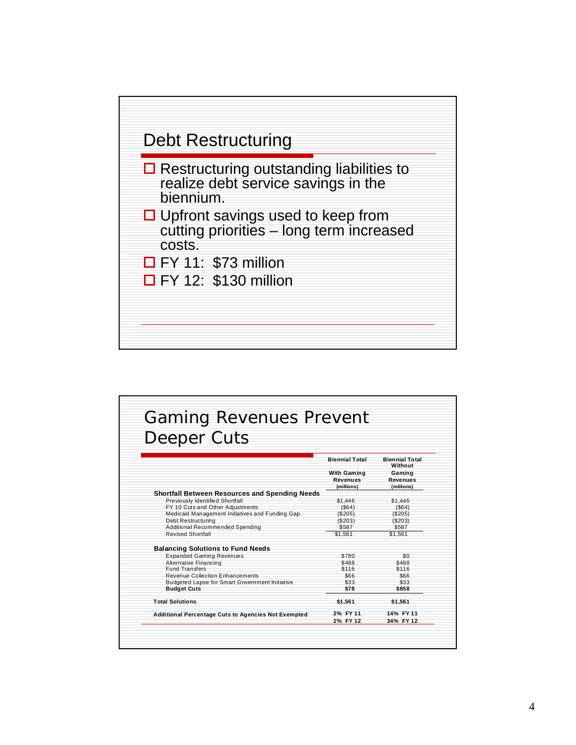## Debt Restructuring

- Restructuring outstanding liabilities to realize debt service savings in the biennium.
- Upfront savings used to keep from cutting priorities – long term increased costs.
- FY 11: $73 million
- FY 12: $130 million

## Gaming Revenues Prevent Deeper Cuts

| | Biennial Total With Gaming Revenues (millions) | Biennial Total Without Gaming Revenues (millions) |
|---|---|---|
| **Shortfall Between Resources and Spending Needs** | | |
| Previously Identified Shortfall | $1,446 | $1,446 |
| FY 10 Cuts and Other Adjustments | ($64) | ($64) |
| Medicaid Management Initiatives and Funding Gap | ($205) | ($205) |
| Debt Restructuring | ($203) | ($203) |
| Additional Recommended Spending | $587 | $587 |
| Revised Shortfall | $1,561 | $1,561 |
| **Balancing Solutions to Fund Needs** | | |
| Expanded Gaming Revenues | $780 | $0 |
| Alternative Financing | $488 | $488 |
| Fund Transfers | $116 | $116 |
| Revenue Collection Enhancements | $66 | $66 |
| Budgeted Lapse for Smart Government Initiative | $33 | $33 |
| **Budget Cuts** | **$78** | **$858** |
| **Total Solutions** | **$1,561** | **$1,561** |
| **Additional Percentage Cuts to Agencies Not Exempted** | **2% FY 11**<br>**2% FY 12** | **14% FY 11**<br>**34% FY 12** |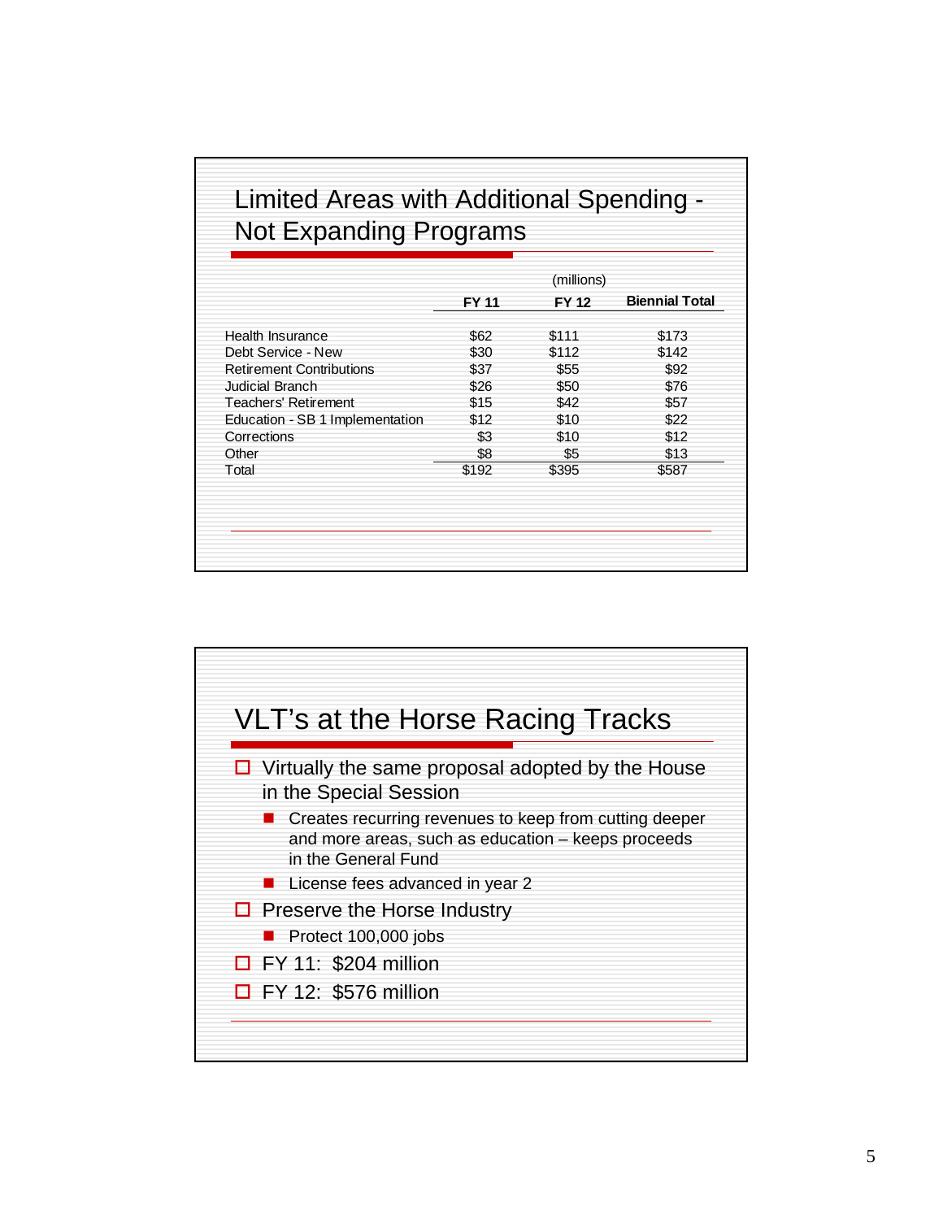## Limited Areas with Additional Spending - Not Expanding Programs

(millions)

| | FY 11 | FY 12 | Biennial Total |
|---|---|---|---|
| Health Insurance | $62 | $111 | $173 |
| Debt Service - New | $30 | $112 | $142 |
| Retirement Contributions | $37 | $55 | $92 |
| Judicial Branch | $26 | $50 | $76 |
| Teachers' Retirement | $15 | $42 | $57 |
| Education - SB 1 Implementation | $12 | $10 | $22 |
| Corrections | $3 | $10 | $12 |
| Other | $8 | $5 | $13 |
| Total | $192 | $395 | $587 |

## VLT's at the Horse Racing Tracks

- Virtually the same proposal adopted by the House in the Special Session
  - Creates recurring revenues to keep from cutting deeper and more areas, such as education – keeps proceeds in the General Fund
  - License fees advanced in year 2
- Preserve the Horse Industry
  - Protect 100,000 jobs
- FY 11: $204 million
- FY 12: $576 million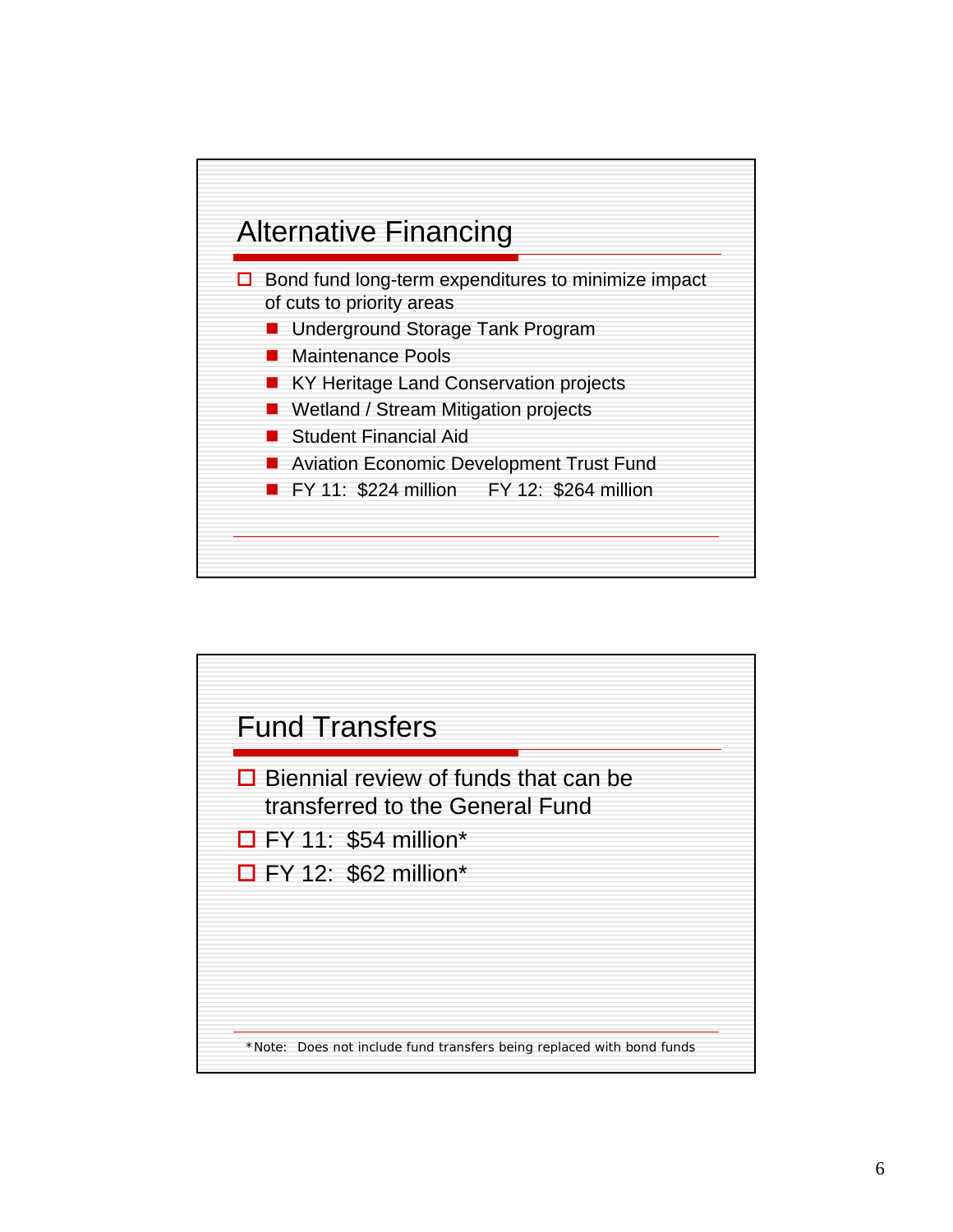## Alternative Financing

- Bond fund long-term expenditures to minimize impact of cuts to priority areas
  - Underground Storage Tank Program
  - Maintenance Pools
  - KY Heritage Land Conservation projects
  - Wetland / Stream Mitigation projects
  - Student Financial Aid
  - Aviation Economic Development Trust Fund
  - FY 11: $224 million FY 12: $264 million

## Fund Transfers

- Biennial review of funds that can be transferred to the General Fund
- FY 11: $54 million*
- FY 12: $62 million*

*Note: Does not include fund transfers being replaced with bond funds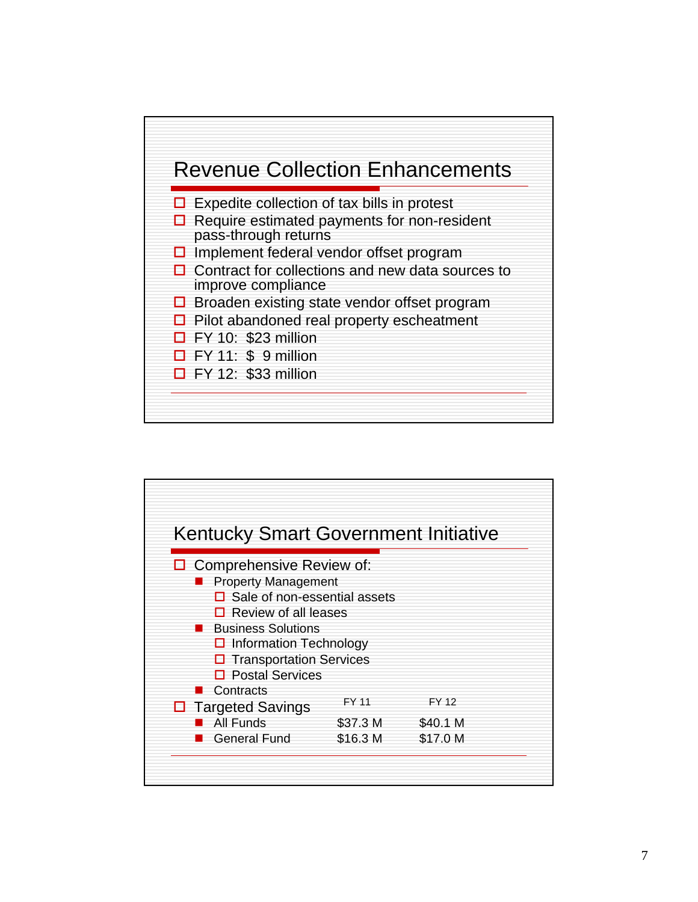## Revenue Collection Enhancements

- Expedite collection of tax bills in protest
- Require estimated payments for non-resident pass-through returns
- Implement federal vendor offset program
- Contract for collections and new data sources to improve compliance
- Broaden existing state vendor offset program
- Pilot abandoned real property escheatment
- FY 10: $23 million
- FY 11: $ 9 million
- FY 12: $33 million

## Kentucky Smart Government Initiative

- Comprehensive Review of:
  - Property Management
    - Sale of non-essential assets
    - Review of all leases
  - Business Solutions
    - Information Technology
    - Transportation Services
    - Postal Services
  - Contracts
- Targeted Savings

| | FY 11 | FY 12 |
|---|---|---|
| All Funds | $37.3 M | $40.1 M |
| General Fund | $16.3 M | $17.0 M |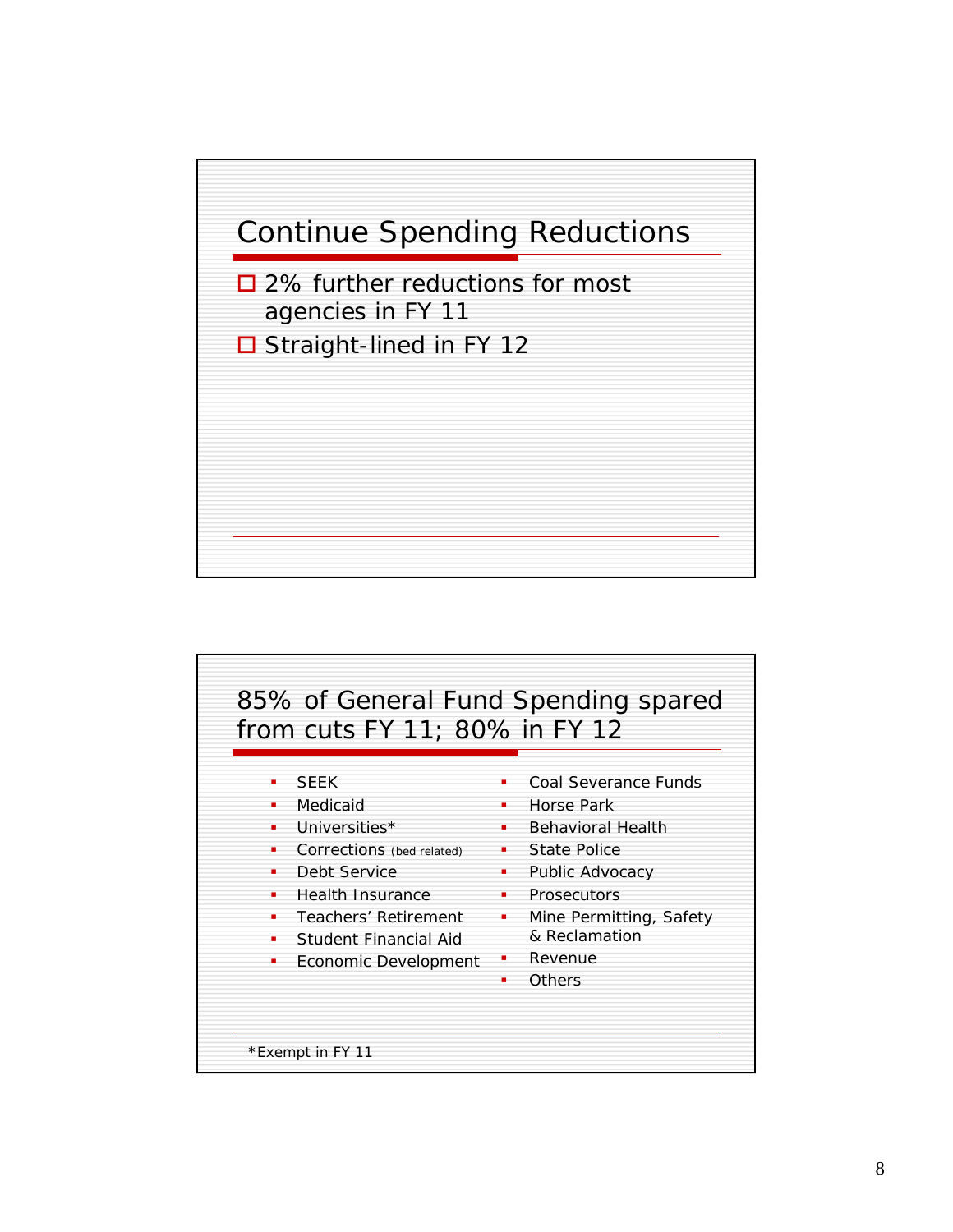## Continue Spending Reductions

- 2% further reductions for most agencies in FY 11
- Straight-lined in FY 12

## 85% of General Fund Spending spared from cuts FY 11; 80% in FY 12

- SEEK
- Medicaid
- Universities*
- Corrections (bed related)
- Debt Service
- Health Insurance
- Teachers' Retirement
- Student Financial Aid
- Economic Development
- Coal Severance Funds
- Horse Park
- Behavioral Health
- State Police
- Public Advocacy
- Prosecutors
- Mine Permitting, Safety & Reclamation
- Revenue
- Others

*Exempt in FY 11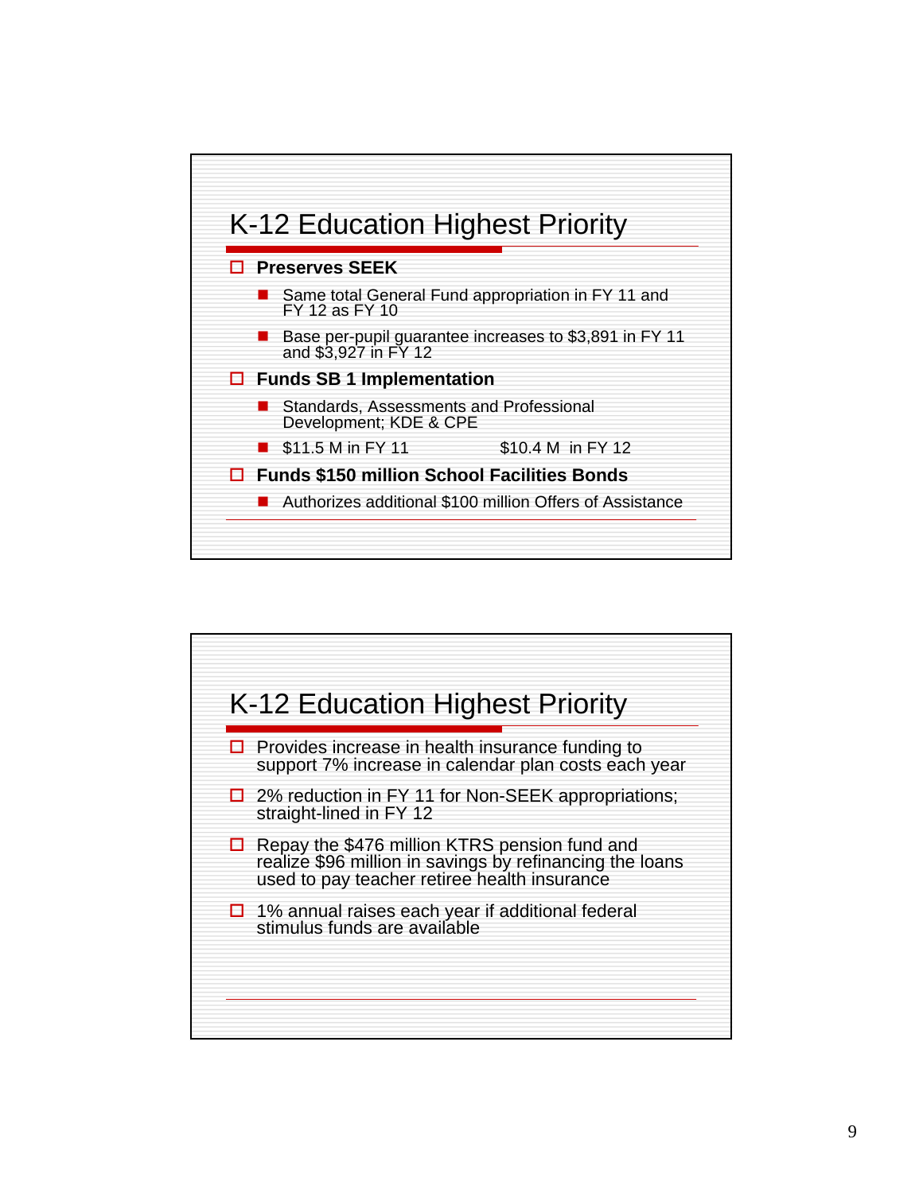## K-12 Education Highest Priority

- **Preserves SEEK**
  - Same total General Fund appropriation in FY 11 and FY 12 as FY 10
  - Base per-pupil guarantee increases to $3,891 in FY 11 and $3,927 in FY 12
- **Funds SB 1 Implementation**
  - Standards, Assessments and Professional Development; KDE & CPE
  - $11.5 M in FY 11 $10.4 M in FY 12
- **Funds $150 million School Facilities Bonds**
  - Authorizes additional $100 million Offers of Assistance

## K-12 Education Highest Priority

- Provides increase in health insurance funding to support 7% increase in calendar plan costs each year
- 2% reduction in FY 11 for Non-SEEK appropriations; straight-lined in FY 12
- Repay the $476 million KTRS pension fund and realize $96 million in savings by refinancing the loans used to pay teacher retiree health insurance
- 1% annual raises each year if additional federal stimulus funds are available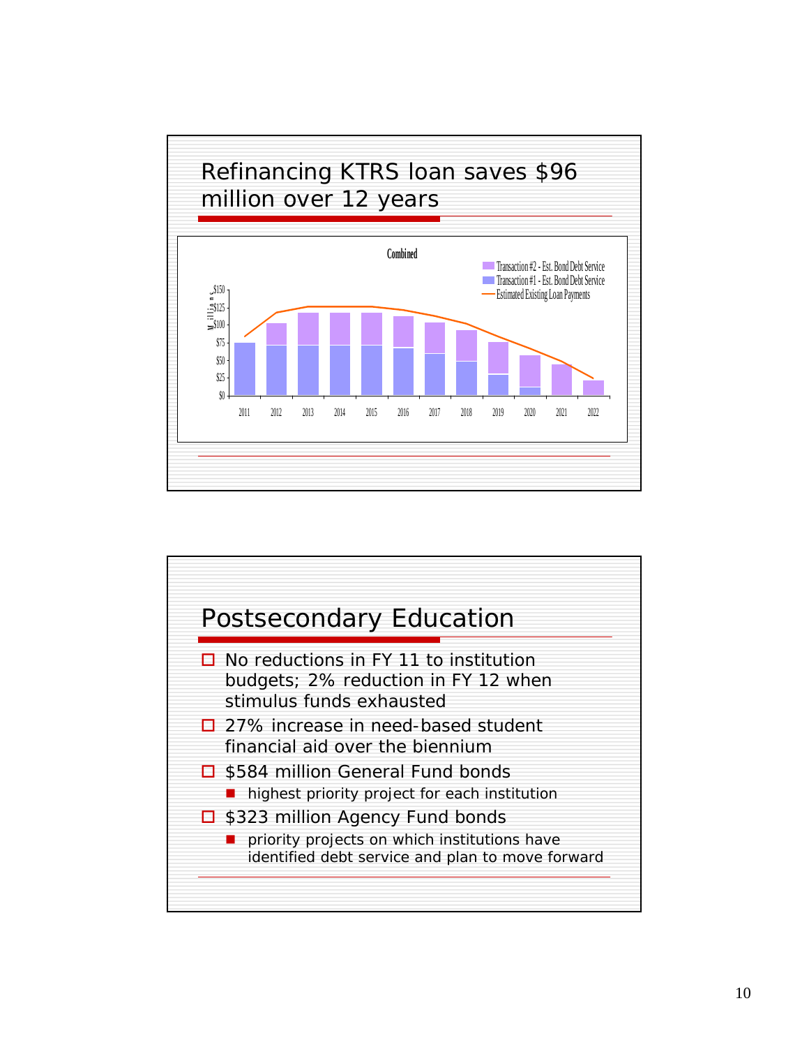## Refinancing KTRS loan saves $96 million over 12 years

**Combined**

- Transaction #2 - Est. Bond Debt Service
- Transaction #1 - Est. Bond Debt Service
- Estimated Existing Loan Payments

Millions: $0, $25, $50, $75, $100, $125, $150

2011, 2012, 2013, 2014, 2015, 2016, 2017, 2018, 2019, 2020, 2021, 2022

## Postsecondary Education

- No reductions in FY 11 to institution budgets; 2% reduction in FY 12 when stimulus funds exhausted
- 27% increase in need-based student financial aid over the biennium
- $584 million General Fund bonds
  - highest priority project for each institution
- $323 million Agency Fund bonds
  - priority projects on which institutions have identified debt service and plan to move forward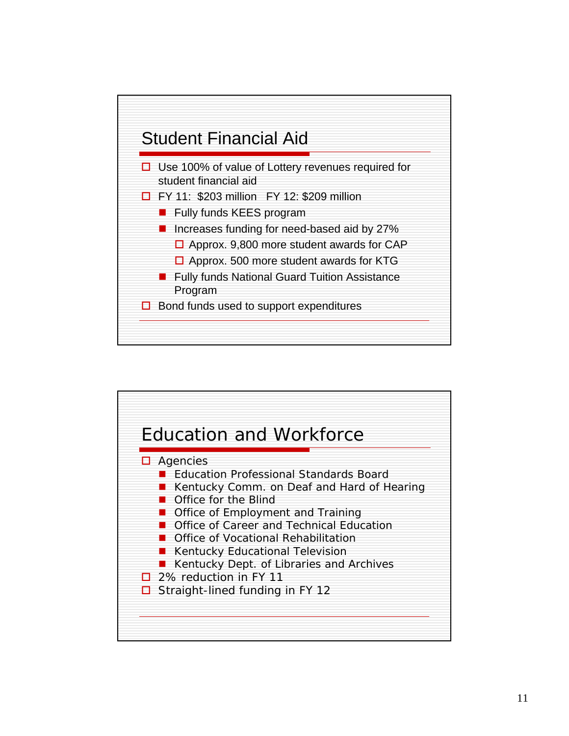## Student Financial Aid

- Use 100% of value of Lottery revenues required for student financial aid
- FY 11: $203 million FY 12: $209 million
  - Fully funds KEES program
  - Increases funding for need-based aid by 27%
    - Approx. 9,800 more student awards for CAP
    - Approx. 500 more student awards for KTG
  - Fully funds National Guard Tuition Assistance Program
- Bond funds used to support expenditures

## Education and Workforce

- Agencies
  - Education Professional Standards Board
  - Kentucky Comm. on Deaf and Hard of Hearing
  - Office for the Blind
  - Office of Employment and Training
  - Office of Career and Technical Education
  - Office of Vocational Rehabilitation
  - Kentucky Educational Television
  - Kentucky Dept. of Libraries and Archives
- 2% reduction in FY 11
- Straight-lined funding in FY 12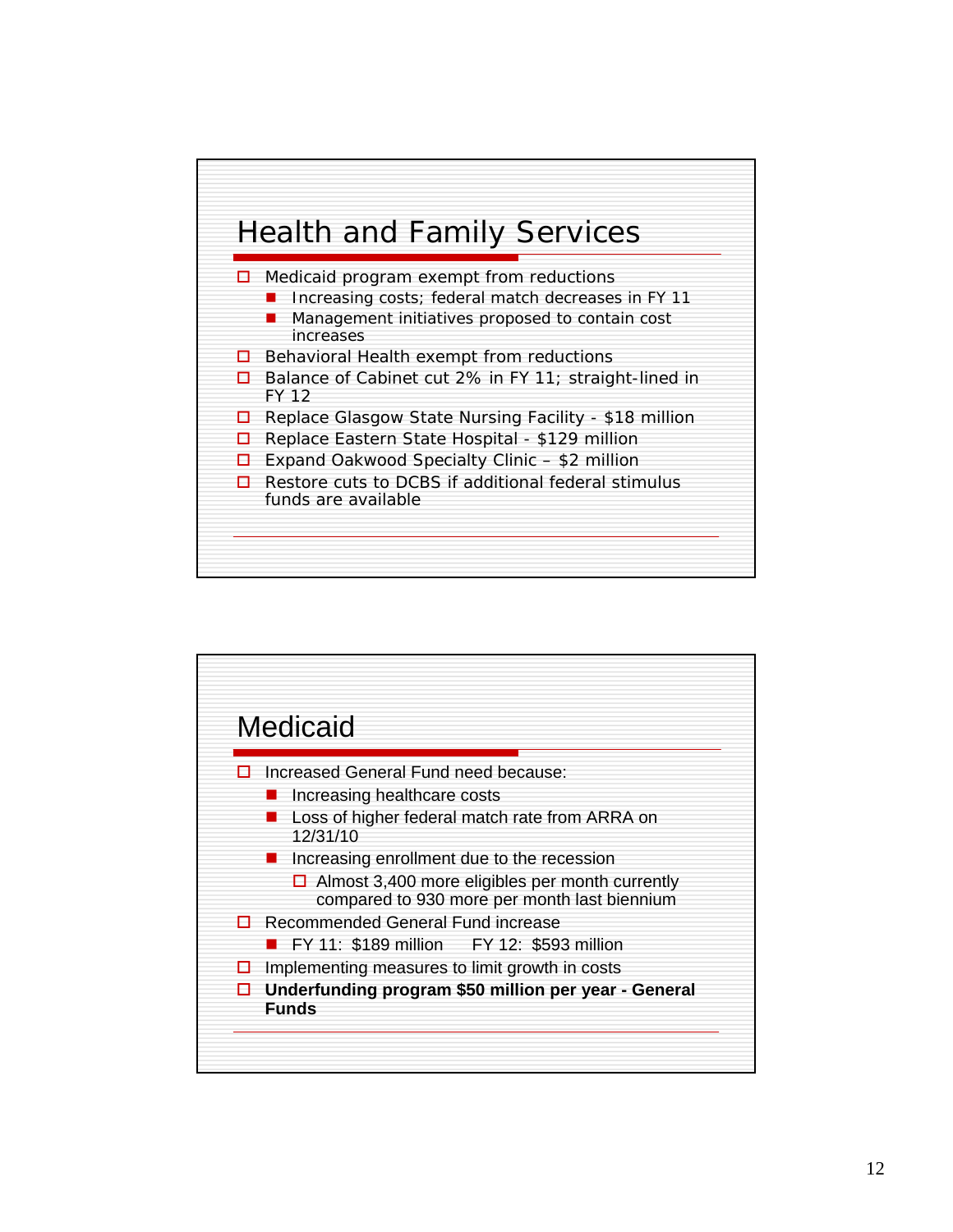## Health and Family Services

- Medicaid program exempt from reductions
  - Increasing costs; federal match decreases in FY 11
  - Management initiatives proposed to contain cost increases
- Behavioral Health exempt from reductions
- Balance of Cabinet cut 2% in FY 11; straight-lined in FY 12
- Replace Glasgow State Nursing Facility - $18 million
- Replace Eastern State Hospital - $129 million
- Expand Oakwood Specialty Clinic – $2 million
- Restore cuts to DCBS if additional federal stimulus funds are available

## Medicaid

- Increased General Fund need because:
  - Increasing healthcare costs
  - Loss of higher federal match rate from ARRA on 12/31/10
  - Increasing enrollment due to the recession
    - Almost 3,400 more eligibles per month currently compared to 930 more per month last biennium
- Recommended General Fund increase
  - FY 11: $189 million FY 12: $593 million
- Implementing measures to limit growth in costs
- **Underfunding program $50 million per year - General Funds**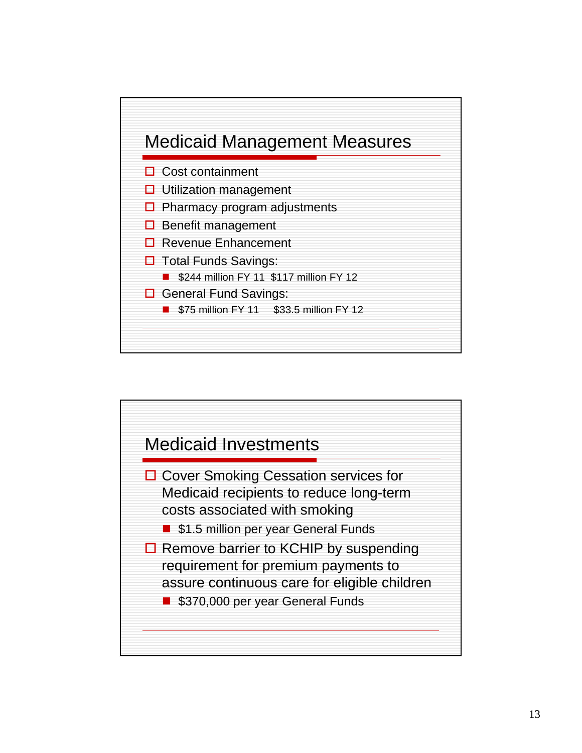## Medicaid Management Measures

- Cost containment
- Utilization management
- Pharmacy program adjustments
- Benefit management
- Revenue Enhancement
- Total Funds Savings:
  - $244 million FY 11 $117 million FY 12
- General Fund Savings:
  - $75 million FY 11 $33.5 million FY 12

## Medicaid Investments

- Cover Smoking Cessation services for Medicaid recipients to reduce long-term costs associated with smoking
  - $1.5 million per year General Funds
- Remove barrier to KCHIP by suspending requirement for premium payments to assure continuous care for eligible children
  - $370,000 per year General Funds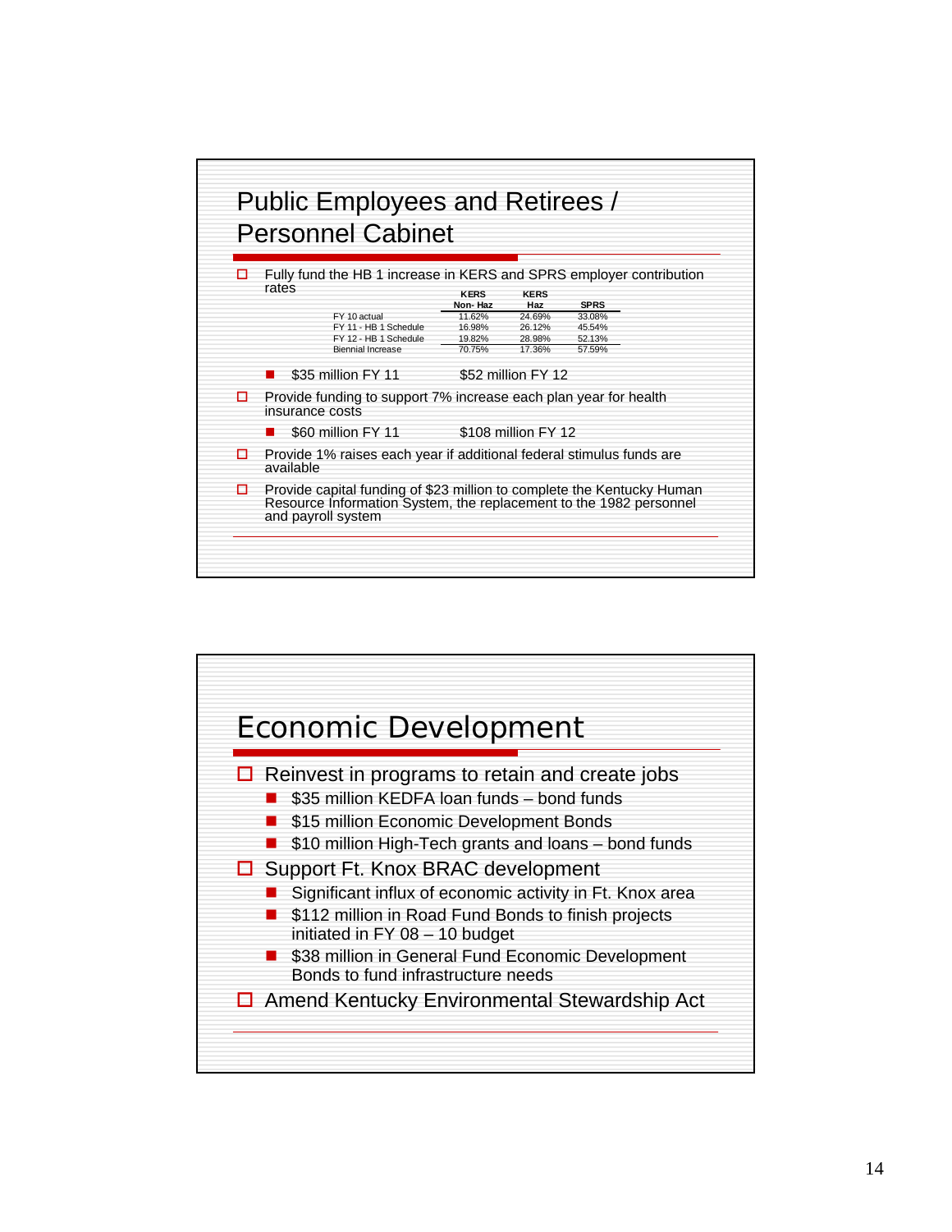## Public Employees and Retirees / Personnel Cabinet

- Fully fund the HB 1 increase in KERS and SPRS employer contribution rates

| | KERS Non- Haz | KERS Haz | SPRS |
|---|---|---|---|
| FY 10 actual | 11.62% | 24.69% | 33.08% |
| FY 11 - HB 1 Schedule | 16.98% | 26.12% | 45.54% |
| FY 12 - HB 1 Schedule | 19.82% | 28.98% | 52.13% |
| Biennial Increase | 70.75% | 17.36% | 57.59% |

  - $35 million FY 11 $52 million FY 12
- Provide funding to support 7% increase each plan year for health insurance costs
  - $60 million FY 11 $108 million FY 12
- Provide 1% raises each year if additional federal stimulus funds are available
- Provide capital funding of $23 million to complete the Kentucky Human Resource Information System, the replacement to the 1982 personnel and payroll system

## Economic Development

- Reinvest in programs to retain and create jobs
  - $35 million KEDFA loan funds – bond funds
  - $15 million Economic Development Bonds
  - $10 million High-Tech grants and loans – bond funds
- Support Ft. Knox BRAC development
  - Significant influx of economic activity in Ft. Knox area
  - $112 million in Road Fund Bonds to finish projects initiated in FY 08 – 10 budget
  - $38 million in General Fund Economic Development Bonds to fund infrastructure needs
- Amend Kentucky Environmental Stewardship Act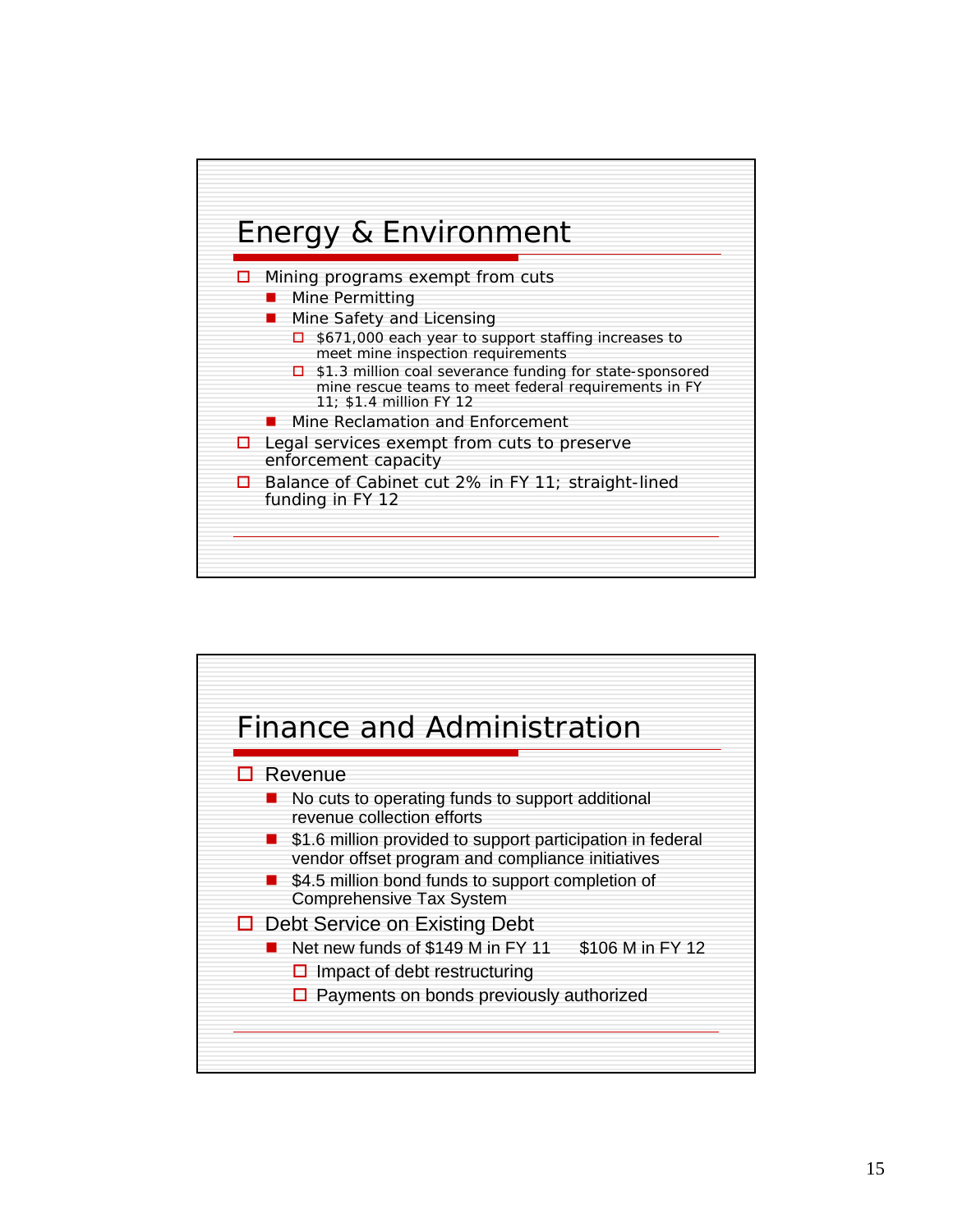## Energy & Environment

- Mining programs exempt from cuts
  - Mine Permitting
  - Mine Safety and Licensing
    - $671,000 each year to support staffing increases to meet mine inspection requirements
    - $1.3 million coal severance funding for state-sponsored mine rescue teams to meet federal requirements in FY 11; $1.4 million FY 12
  - Mine Reclamation and Enforcement
- Legal services exempt from cuts to preserve enforcement capacity
- Balance of Cabinet cut 2% in FY 11; straight-lined funding in FY 12

## Finance and Administration

- Revenue
  - No cuts to operating funds to support additional revenue collection efforts
  - $1.6 million provided to support participation in federal vendor offset program and compliance initiatives
  - $4.5 million bond funds to support completion of Comprehensive Tax System
- Debt Service on Existing Debt
  - Net new funds of $149 M in FY 11 $106 M in FY 12
    - Impact of debt restructuring
    - Payments on bonds previously authorized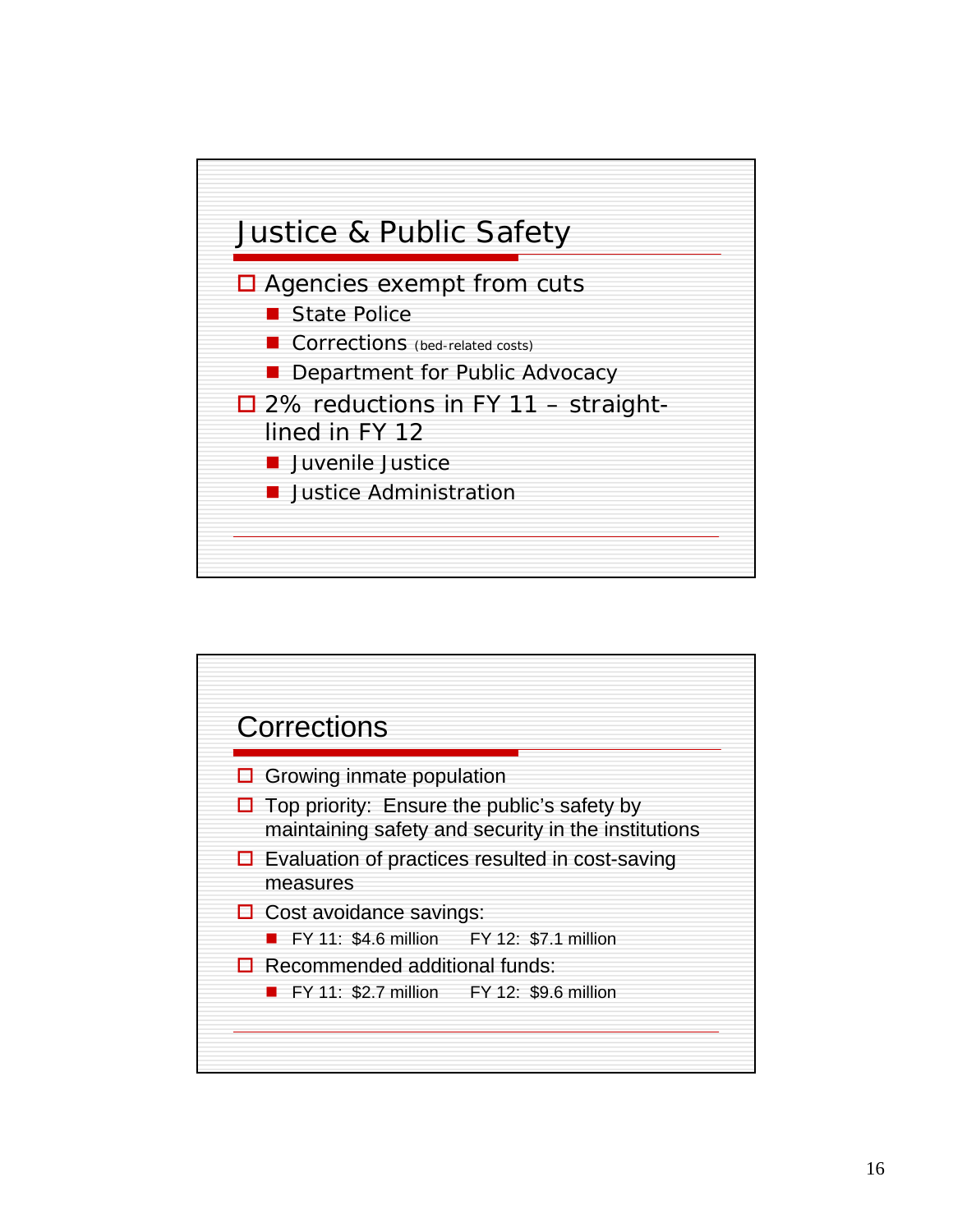## Justice & Public Safety

- Agencies exempt from cuts
  - State Police
  - Corrections (bed-related costs)
  - Department for Public Advocacy
- 2% reductions in FY 11 – straight-lined in FY 12
  - Juvenile Justice
  - Justice Administration

## Corrections

- Growing inmate population
- Top priority: Ensure the public's safety by maintaining safety and security in the institutions
- Evaluation of practices resulted in cost-saving measures
- Cost avoidance savings:
  - FY 11: $4.6 million FY 12: $7.1 million
- Recommended additional funds:
  - FY 11: $2.7 million FY 12: $9.6 million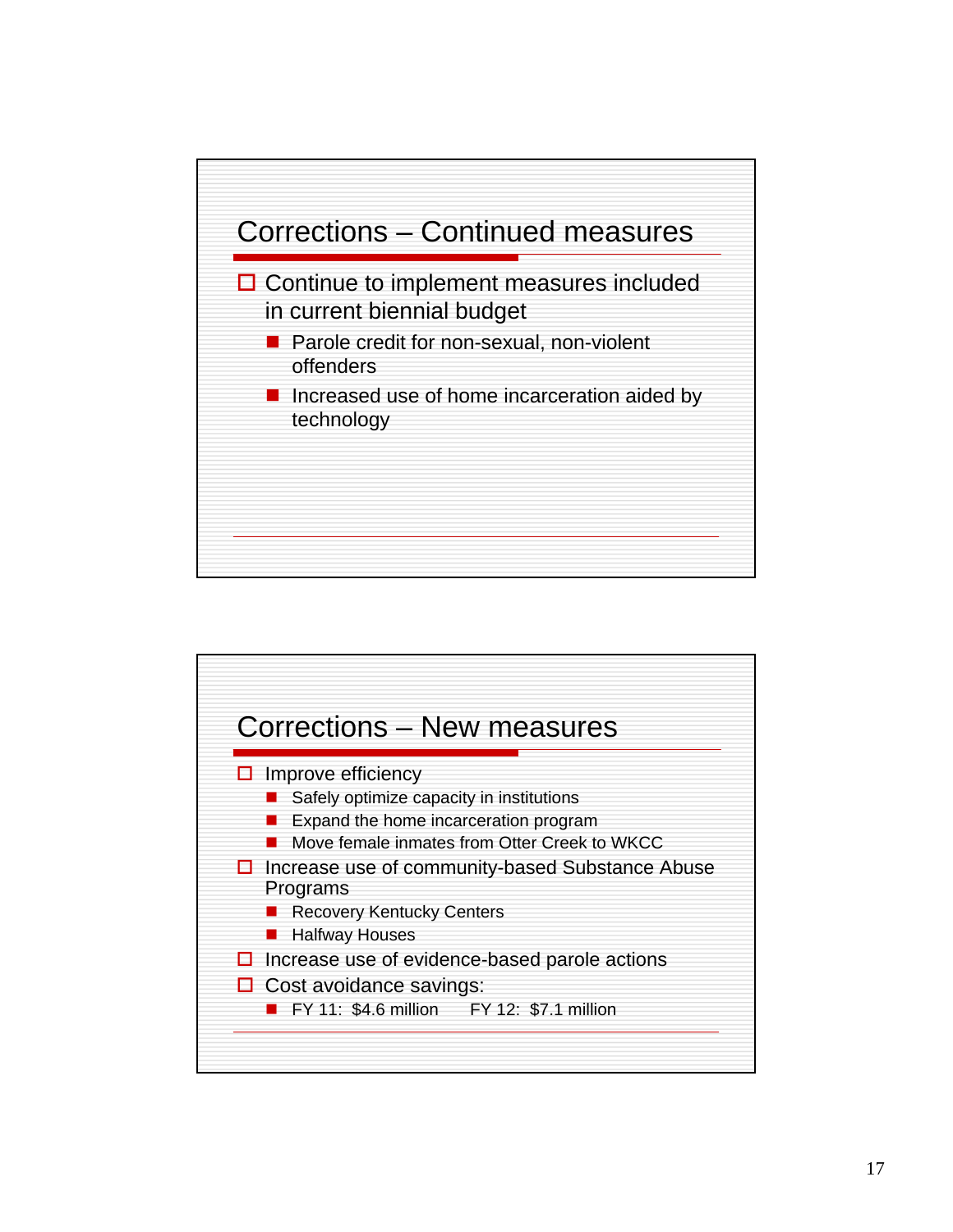## Corrections – Continued measures

- Continue to implement measures included in current biennial budget
  - Parole credit for non-sexual, non-violent offenders
  - Increased use of home incarceration aided by technology

## Corrections – New measures

- Improve efficiency
  - Safely optimize capacity in institutions
  - Expand the home incarceration program
  - Move female inmates from Otter Creek to WKCC
- Increase use of community-based Substance Abuse Programs
  - Recovery Kentucky Centers
  - Halfway Houses
- Increase use of evidence-based parole actions
- Cost avoidance savings:
  - FY 11: $4.6 million FY 12: $7.1 million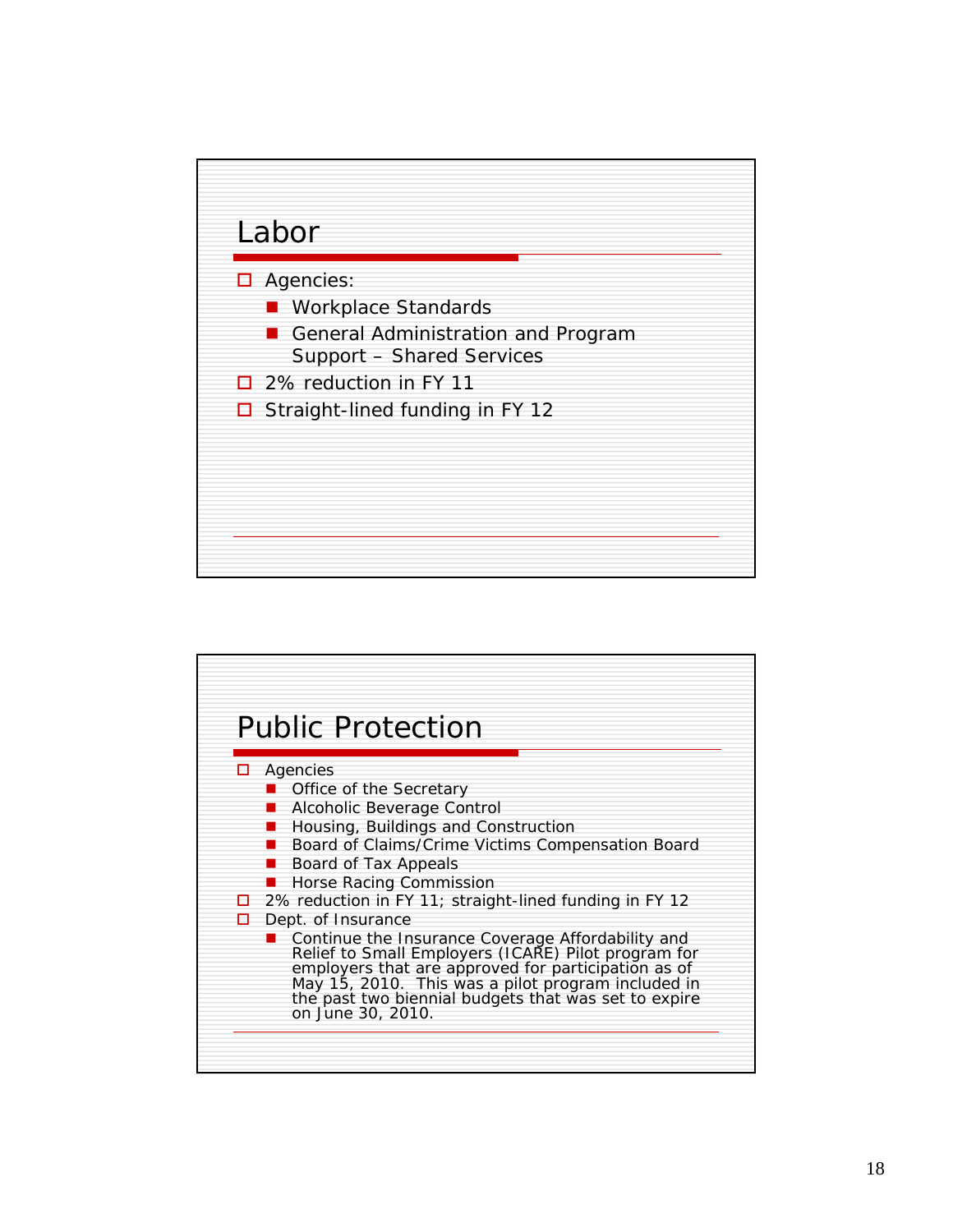## Labor

- Agencies:
  - Workplace Standards
  - General Administration and Program Support – Shared Services
- 2% reduction in FY 11
- Straight-lined funding in FY 12

## Public Protection

- Agencies
  - Office of the Secretary
  - Alcoholic Beverage Control
  - Housing, Buildings and Construction
  - Board of Claims/Crime Victims Compensation Board
  - Board of Tax Appeals
  - Horse Racing Commission
- 2% reduction in FY 11; straight-lined funding in FY 12
- Dept. of Insurance
  - Continue the Insurance Coverage Affordability and Relief to Small Employers (ICARE) Pilot program for employers that are approved for participation as of May 15, 2010. This was a pilot program included in the past two biennial budgets that was set to expire on June 30, 2010.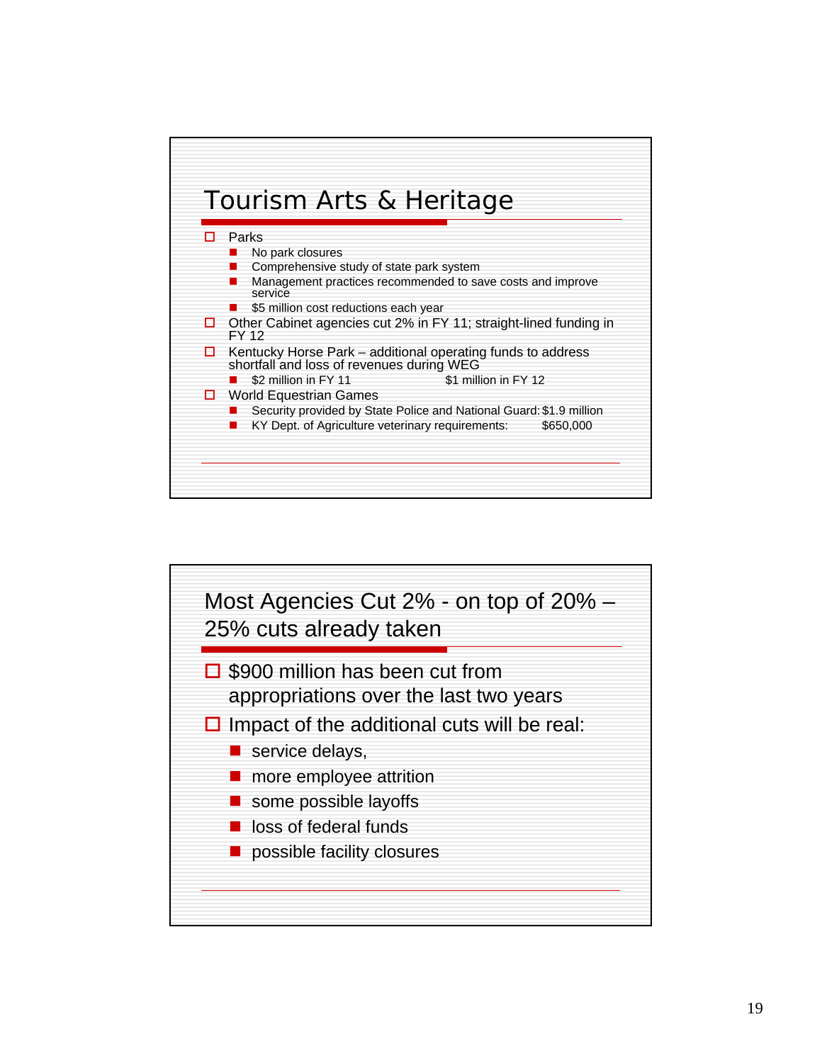## Tourism Arts & Heritage

- Parks
  - No park closures
  - Comprehensive study of state park system
  - Management practices recommended to save costs and improve service
  - $5 million cost reductions each year
- Other Cabinet agencies cut 2% in FY 11; straight-lined funding in FY 12
- Kentucky Horse Park – additional operating funds to address shortfall and loss of revenues during WEG
  - $2 million in FY 11 $1 million in FY 12
- World Equestrian Games
  - Security provided by State Police and National Guard: $1.9 million
  - KY Dept. of Agriculture veterinary requirements: $650,000

## Most Agencies Cut 2% - on top of 20% – 25% cuts already taken

- $900 million has been cut from appropriations over the last two years
- Impact of the additional cuts will be real:
  - service delays,
  - more employee attrition
  - some possible layoffs
  - loss of federal funds
  - possible facility closures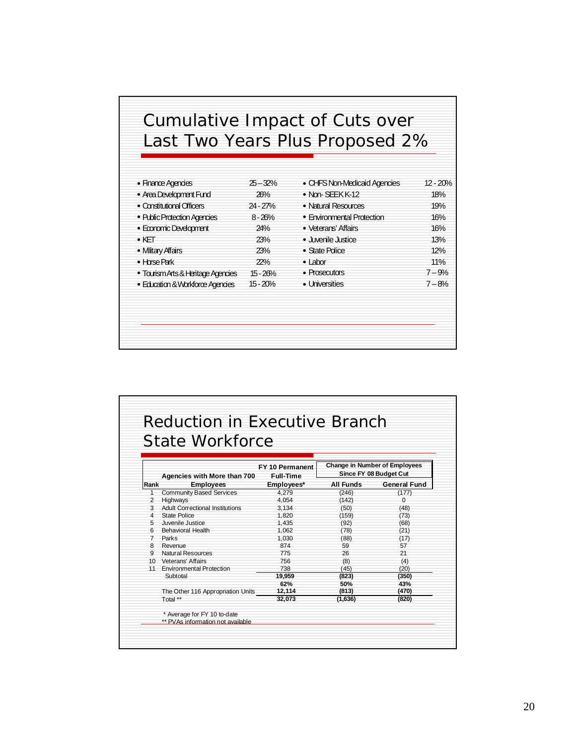# Cumulative Impact of Cuts over Last Two Years Plus Proposed 2%

| Agency | Cut | Agency | Cut |
|---|---|---|---|
| • Finance Agencies | 25 – 32% | • CHFS Non-Medicaid Agencies | 12 - 20% |
| • Area Development Fund | 26% | • Non- SEEK K-12 | 18% |
| • Constitutional Officers | 24 - 27% | • Natural Resources | 19% |
| • Public Protection Agencies | 8 - 26% | • Environmental Protection | 16% |
| • Economic Development | 24% | • Veterans' Affairs | 16% |
| • KET | 23% | • Juvenile Justice | 13% |
| • Military Affairs | 23% | • State Police | 12% |
| • Horse Park | 22% | • Labor | 11% |
| • Tourism Arts & Heritage Agencies | 15 - 26% | • Prosecutors | 7 – 9% |
| • Education & Workforce Agencies | 15 - 20% | • Universities | 7 – 8% |

# Reduction in Executive Branch State Workforce

| Rank | Agencies with More than 700 Employees | FY 10 Permanent Full-Time Employees* | Change in Number of Employees Since FY 08 Budget Cut | |
|---|---|---|---|---|
| | | | All Funds | General Fund |
| 1 | Community Based Services | 4,279 | (246) | (177) |
| 2 | Highways | 4,054 | (142) | 0 |
| 3 | Adult Correctional Institutions | 3,134 | (50) | (48) |
| 4 | State Police | 1,820 | (159) | (73) |
| 5 | Juvenile Justice | 1,435 | (92) | (68) |
| 6 | Behavioral Health | 1,062 | (78) | (21) |
| 7 | Parks | 1,030 | (88) | (17) |
| 8 | Revenue | 874 | 59 | 57 |
| 9 | Natural Resources | 775 | 26 | 21 |
| 10 | Veterans' Affairs | 756 | (8) | (4) |
| 11 | Environmental Protection | 738 | (45) | (20) |
| | Subtotal | **19,959** | **(823)** | **(350)** |
| | | **62%** | **50%** | **43%** |
| | The Other 116 Appropriation Units | **12,114** | **(813)** | **(470)** |
| | Total ** | **32,073** | **(1,636)** | **(820)** |

\* Average for FY 10 to-date

** PVAs information not available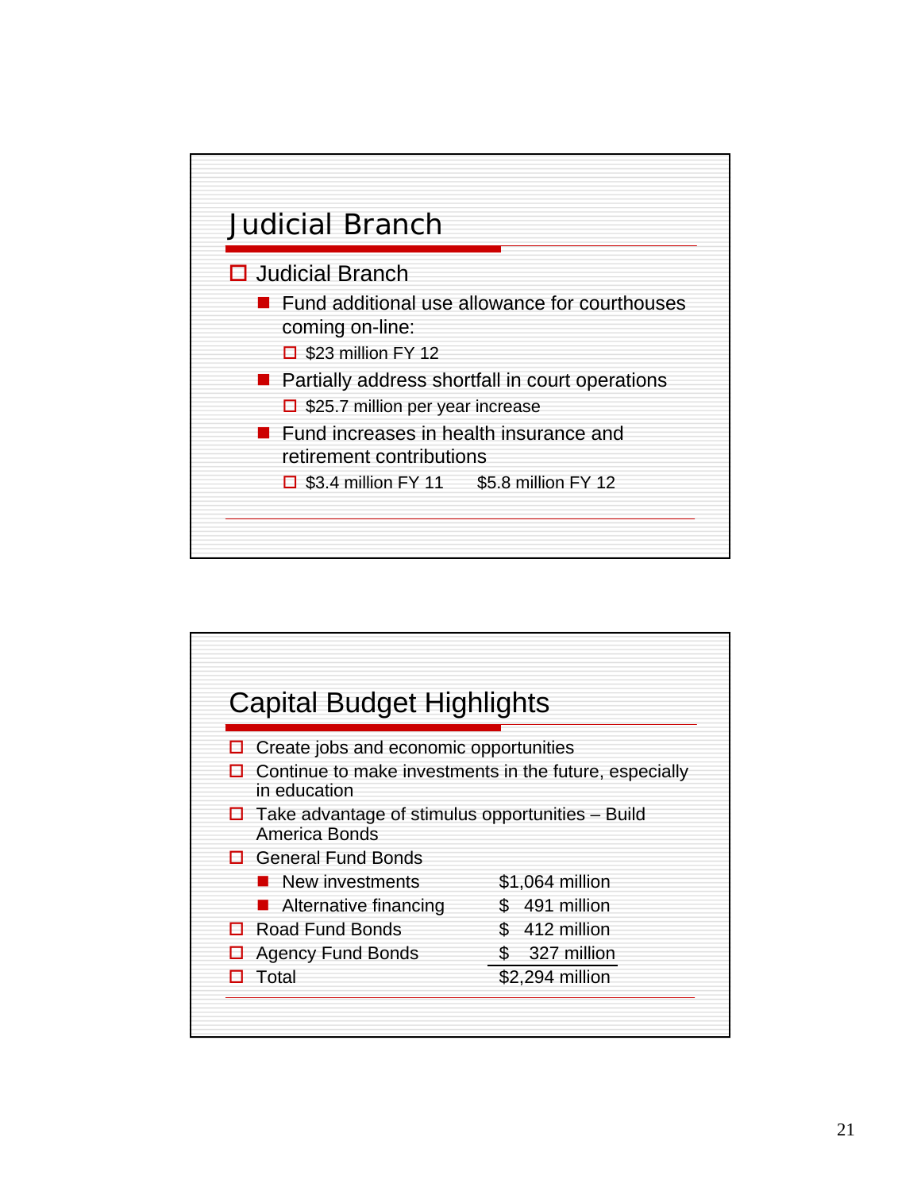## Judicial Branch

- Judicial Branch
  - Fund additional use allowance for courthouses coming on-line:
    - $23 million FY 12
  - Partially address shortfall in court operations
    - $25.7 million per year increase
  - Fund increases in health insurance and retirement contributions
    - $3.4 million FY 11 $5.8 million FY 12

## Capital Budget Highlights

- Create jobs and economic opportunities
- Continue to make investments in the future, especially in education
- Take advantage of stimulus opportunities – Build America Bonds

| Item | Amount |
|---|---|
| General Fund Bonds | |
| – New investments | $1,064 million |
| – Alternative financing | $ 491 million |
| Road Fund Bonds | $ 412 million |
| Agency Fund Bonds | $ 327 million |
| Total | $2,294 million |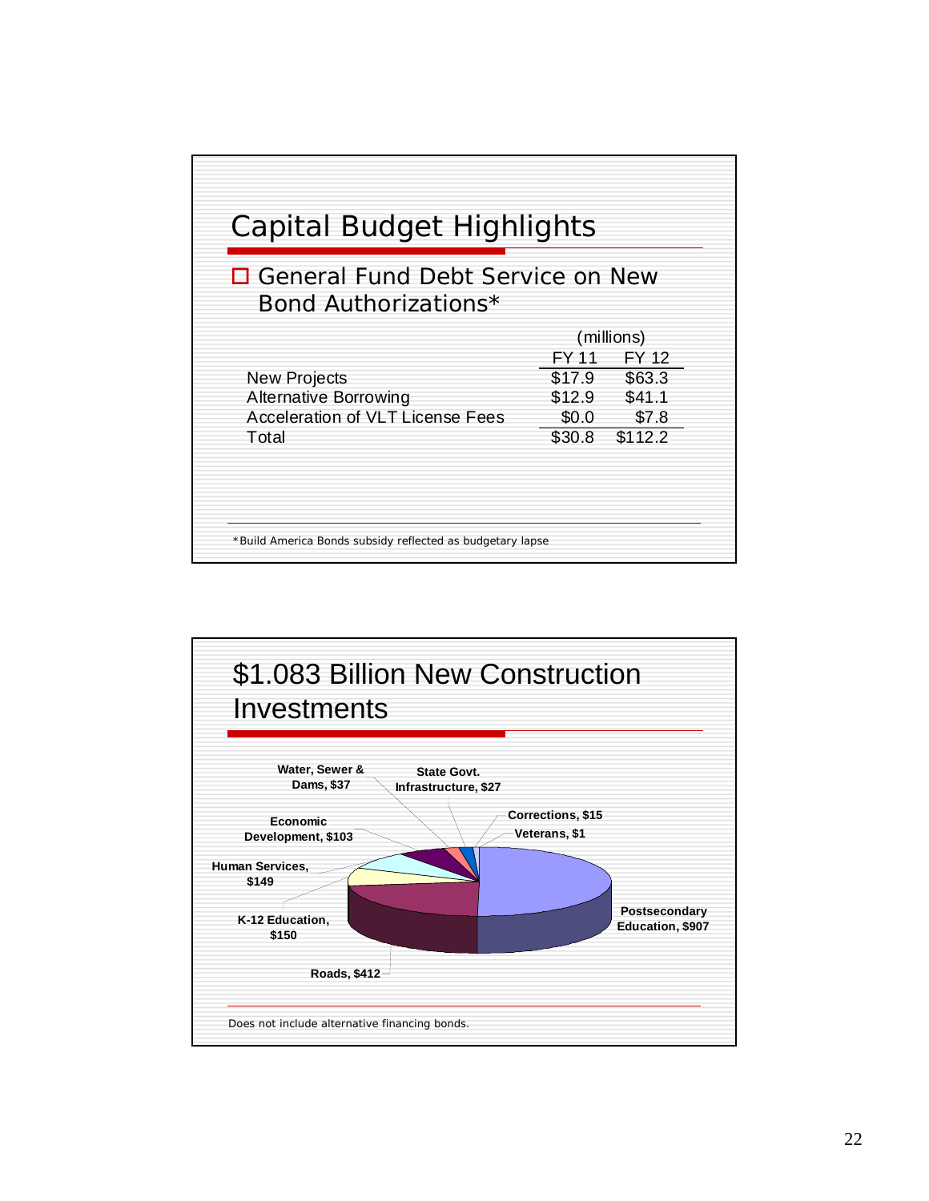# Capital Budget Highlights

- General Fund Debt Service on New Bond Authorizations*

| | (millions) | |
|---|---|---|
| | FY 11 | FY 12 |
| New Projects | $17.9 | $63.3 |
| Alternative Borrowing | $12.9 | $41.1 |
| Acceleration of VLT License Fees | $0.0 | $7.8 |
| Total | $30.8 | $112.2 |

*Build America Bonds subsidy reflected as budgetary lapse

# $1.083 Billion New Construction Investments

- Postsecondary Education, $907
- Roads, $412
- K-12 Education, $150
- Human Services, $149
- Economic Development, $103
- Water, Sewer & Dams, $37
- State Govt. Infrastructure, $27
- Corrections, $15
- Veterans, $1

Does not include alternative financing bonds.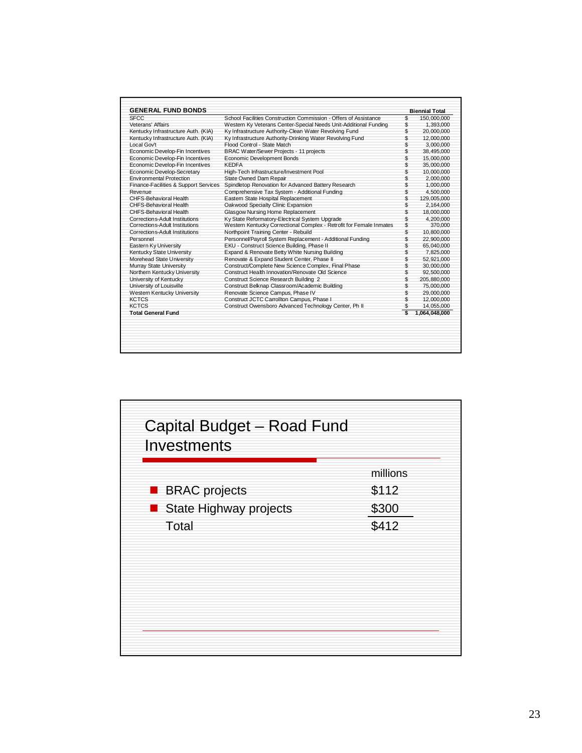## GENERAL FUND BONDS

| | | Biennial Total |
|---|---|---|
| SFCC | School Facilities Construction Commission - Offers of Assistance | $ 150,000,000 |
| Veterans' Affairs | Western Ky Veterans Center-Special Needs Unit-Additional Funding | $ 1,393,000 |
| Kentucky Infrastructure Auth. (KIA) | Ky Infrastructure Authority-Clean Water Revolving Fund | $ 20,000,000 |
| Kentucky Infrastructure Auth. (KIA) | Ky Infrastructure Authority-Drinking Water Revolving Fund | $ 12,000,000 |
| Local Gov't | Flood Control - State Match | $ 3,000,000 |
| Economic Develop-Fin Incentives | BRAC Water/Sewer Projects - 11 projects | $ 38,495,000 |
| Economic Develop-Fin Incentives | Economic Development Bonds | $ 15,000,000 |
| Economic Develop-Fin Incentives | KEDFA | $ 35,000,000 |
| Economic Develop-Secretary | High-Tech Infrastructure/Investment Pool | $ 10,000,000 |
| Environmental Protection | State Owned Dam Repair | $ 2,000,000 |
| Finance-Facilities & Support Services | Spindletop Renovation for Advanced Battery Research | $ 1,000,000 |
| Revenue | Comprehensive Tax System - Additional Funding | $ 4,500,000 |
| CHFS-Behavioral Health | Eastern State Hospital Replacement | $ 129,005,000 |
| CHFS-Behavioral Health | Oakwood Specialty Clinic Expansion | $ 2,164,000 |
| CHFS-Behavioral Health | Glasgow Nursing Home Replacement | $ 18,000,000 |
| Corrections-Adult Institutions | Ky State Reformatory-Electrical System Upgrade | $ 4,200,000 |
| Corrections-Adult Institutions | Western Kentucky Correctional Complex - Retrofit for Female Inmates | $ 370,000 |
| Corrections-Adult Institutions | Northpoint Training Center - Rebuild | $ 10,800,000 |
| Personnel | Personnel/Payroll System Replacement - Additional Funding | $ 22,900,000 |
| Eastern Ky University | EKU - Construct Science Building, Phase II | $ 65,040,000 |
| Kentucky State University | Expand & Renovate Betty White Nursing Building | $ 7,825,000 |
| Morehead State University | Renovate & Expand Student Center, Phase II | $ 52,921,000 |
| Murray State University | Construct/Complete New Science Complex, Final Phase | $ 30,000,000 |
| Northern Kentucky University | Construct Health Innovation/Renovate Old Science | $ 92,500,000 |
| University of Kentucky | Construct Science Research Building 2 | $ 205,880,000 |
| University of Louisville | Construct Belknap Classroom/Academic Building | $ 75,000,000 |
| Western Kentucky University | Renovate Science Campus, Phase IV | $ 29,000,000 |
| KCTCS | Construct JCTC Carrollton Campus, Phase I | $ 12,000,000 |
| KCTCS | Construct Owensboro Advanced Technology Center, Ph II | $ 14,055,000 |
| **Total General Fund** | | **$ 1,064,048,000** |

# Capital Budget – Road Fund Investments

| | millions |
|---|---|
| BRAC projects | $112 |
| State Highway projects | $300 |
| Total | $412 |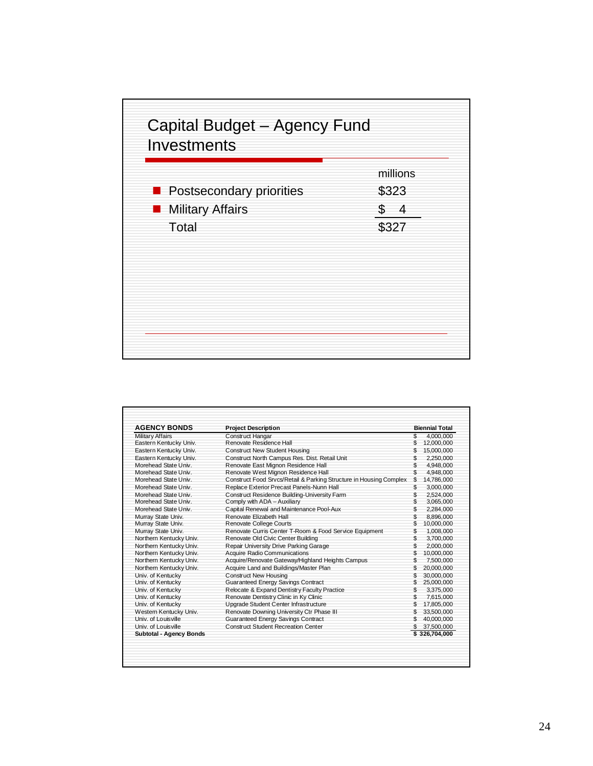## Capital Budget – Agency Fund Investments

| | millions |
|---|---|
| Postsecondary priorities | $323 |
| Military Affairs | $ 4 |
| Total | $327 |

| AGENCY BONDS | Project Description | Biennial Total |
|---|---|---|
| Military Affairs | Construct Hangar | $ 4,000,000 |
| Eastern Kentucky Univ. | Renovate Residence Hall | $ 12,000,000 |
| Eastern Kentucky Univ. | Construct New Student Housing | $ 15,000,000 |
| Eastern Kentucky Univ. | Construct North Campus Res. Dist. Retail Unit | $ 2,250,000 |
| Morehead State Univ. | Renovate East Mignon Residence Hall | $ 4,948,000 |
| Morehead State Univ. | Renovate West Mignon Residence Hall | $ 4,948,000 |
| Morehead State Univ. | Construct Food Srvcs/Retail & Parking Structure in Housing Complex | $ 14,786,000 |
| Morehead State Univ. | Replace Exterior Precast Panels-Nunn Hall | $ 3,000,000 |
| Morehead State Univ. | Construct Residence Building-University Farm | $ 2,524,000 |
| Morehead State Univ. | Comply with ADA – Auxiliary | $ 3,065,000 |
| Morehead State Univ. | Capital Renewal and Maintenance Pool-Aux | $ 2,284,000 |
| Murray State Univ. | Renovate Elizabeth Hall | $ 8,896,000 |
| Murray State Univ. | Renovate College Courts | $ 10,000,000 |
| Murray State Univ. | Renovate Curris Center T-Room & Food Service Equipment | $ 1,008,000 |
| Northern Kentucky Univ. | Renovate Old Civic Center Building | $ 3,700,000 |
| Northern Kentucky Univ. | Repair University Drive Parking Garage | $ 2,000,000 |
| Northern Kentucky Univ. | Acquire Radio Communications | $ 10,000,000 |
| Northern Kentucky Univ. | Acquire/Renovate Gateway/Highland Heights Campus | $ 7,500,000 |
| Northern Kentucky Univ. | Acquire Land and Buildings/Master Plan | $ 20,000,000 |
| Univ. of Kentucky | Construct New Housing | $ 30,000,000 |
| Univ. of Kentucky | Guaranteed Energy Savings Contract | $ 25,000,000 |
| Univ. of Kentucky | Relocate & Expand Dentistry Faculty Practice | $ 3,375,000 |
| Univ. of Kentucky | Renovate Dentistry Clinic in Ky Clinic | $ 7,615,000 |
| Univ. of Kentucky | Upgrade Student Center Infrastructure | $ 17,805,000 |
| Western Kentucky Univ. | Renovate Downing University Ctr Phase III | $ 33,500,000 |
| Univ. of Louisville | Guaranteed Energy Savings Contract | $ 40,000,000 |
| Univ. of Louisville | Construct Student Recreation Center | $ 37,500,000 |
| **Subtotal - Agency Bonds** | | **$ 326,704,000** |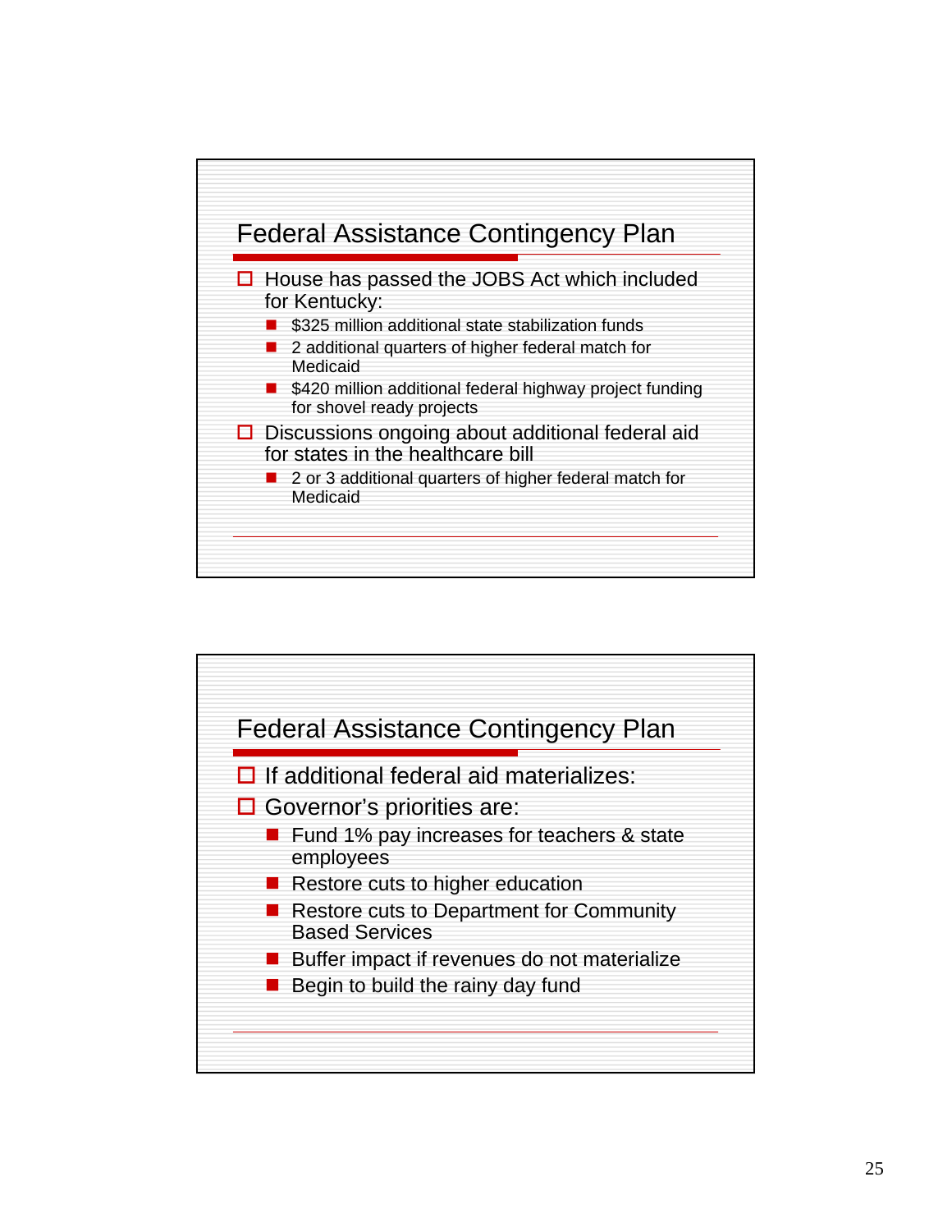## Federal Assistance Contingency Plan

- House has passed the JOBS Act which included for Kentucky:
  - $325 million additional state stabilization funds
  - 2 additional quarters of higher federal match for Medicaid
  - $420 million additional federal highway project funding for shovel ready projects
- Discussions ongoing about additional federal aid for states in the healthcare bill
  - 2 or 3 additional quarters of higher federal match for Medicaid

## Federal Assistance Contingency Plan

- If additional federal aid materializes:
- Governor's priorities are:
  - Fund 1% pay increases for teachers & state employees
  - Restore cuts to higher education
  - Restore cuts to Department for Community Based Services
  - Buffer impact if revenues do not materialize
  - Begin to build the rainy day fund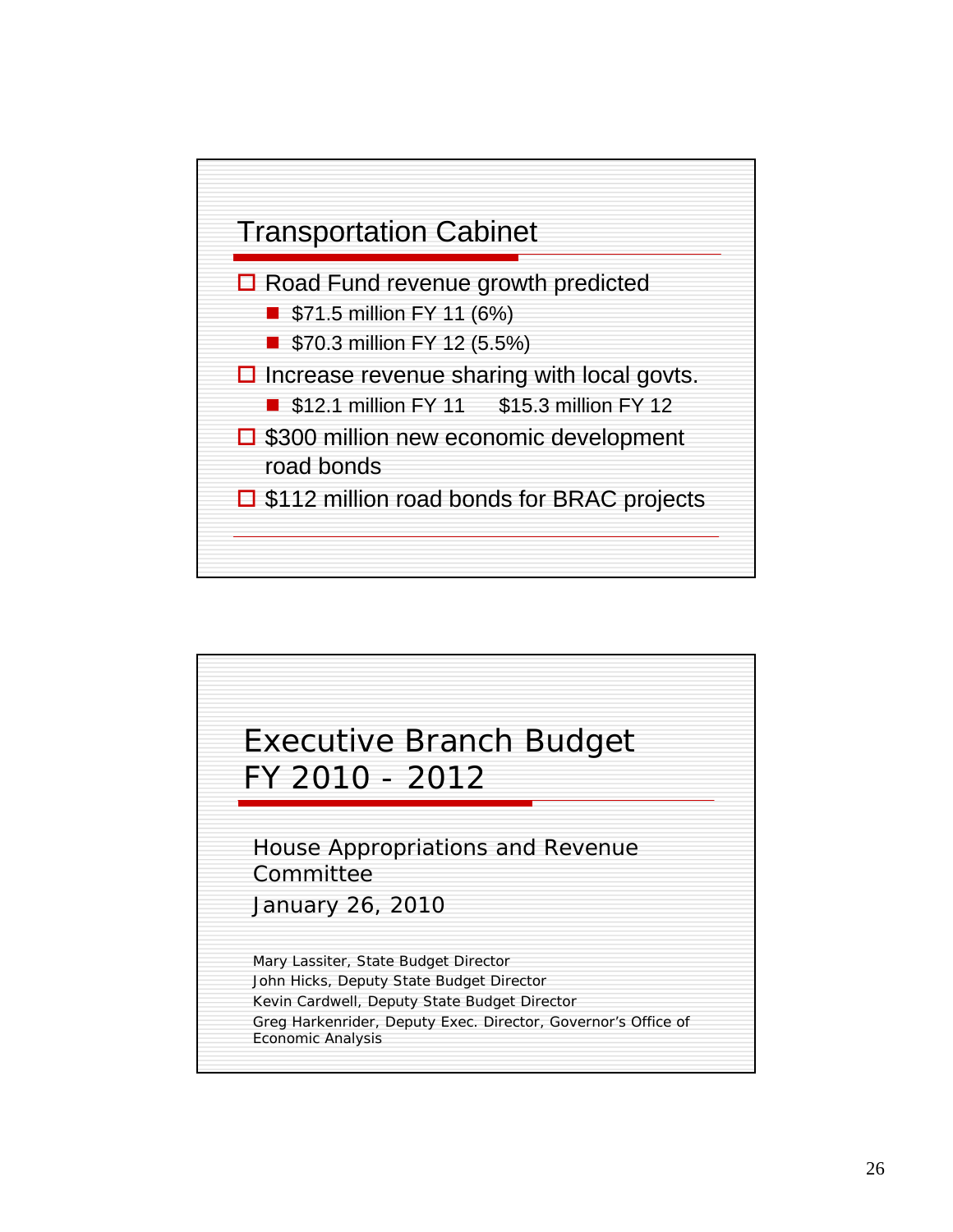## Transportation Cabinet

- Road Fund revenue growth predicted
  - $71.5 million FY 11 (6%)
  - $70.3 million FY 12 (5.5%)
- Increase revenue sharing with local govts.
  - $12.1 million FY 11 $15.3 million FY 12
- $300 million new economic development road bonds
- $112 million road bonds for BRAC projects

## Executive Branch Budget FY 2010 - 2012

House Appropriations and Revenue Committee

January 26, 2010

Mary Lassiter, State Budget Director
John Hicks, Deputy State Budget Director
Kevin Cardwell, Deputy State Budget Director
Greg Harkenrider, Deputy Exec. Director, Governor's Office of Economic Analysis